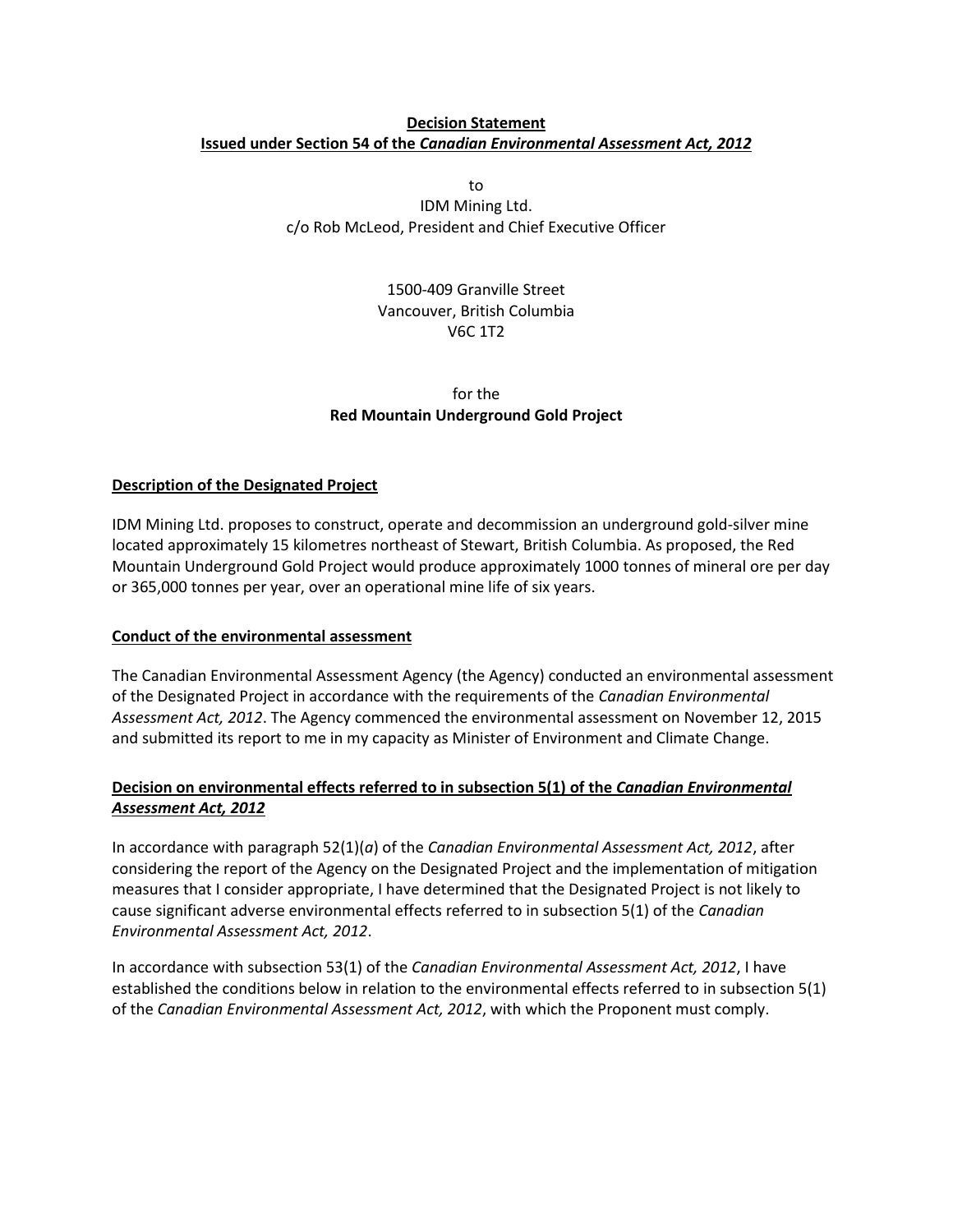**Decision Statement**
**Issued under Section 54 of the *Canadian Environmental Assessment Act, 2012***

to
IDM Mining Ltd.
c/o Rob McLeod, President and Chief Executive Officer

1500-409 Granville Street
Vancouver, British Columbia
V6C 1T2

for the
**Red Mountain Underground Gold Project**

**Description of the Designated Project**

IDM Mining Ltd. proposes to construct, operate and decommission an underground gold-silver mine located approximately 15 kilometres northeast of Stewart, British Columbia. As proposed, the Red Mountain Underground Gold Project would produce approximately 1000 tonnes of mineral ore per day or 365,000 tonnes per year, over an operational mine life of six years.

**Conduct of the environmental assessment**

The Canadian Environmental Assessment Agency (the Agency) conducted an environmental assessment of the Designated Project in accordance with the requirements of the *Canadian Environmental Assessment Act, 2012*. The Agency commenced the environmental assessment on November 12, 2015 and submitted its report to me in my capacity as Minister of Environment and Climate Change.

**Decision on environmental effects referred to in subsection 5(1) of the *Canadian Environmental Assessment Act, 2012***

In accordance with paragraph 52(1)(*a*) of the *Canadian Environmental Assessment Act, 2012*, after considering the report of the Agency on the Designated Project and the implementation of mitigation measures that I consider appropriate, I have determined that the Designated Project is not likely to cause significant adverse environmental effects referred to in subsection 5(1) of the *Canadian Environmental Assessment Act, 2012*.

In accordance with subsection 53(1) of the *Canadian Environmental Assessment Act, 2012*, I have established the conditions below in relation to the environmental effects referred to in subsection 5(1) of the *Canadian Environmental Assessment Act, 2012*, with which the Proponent must comply.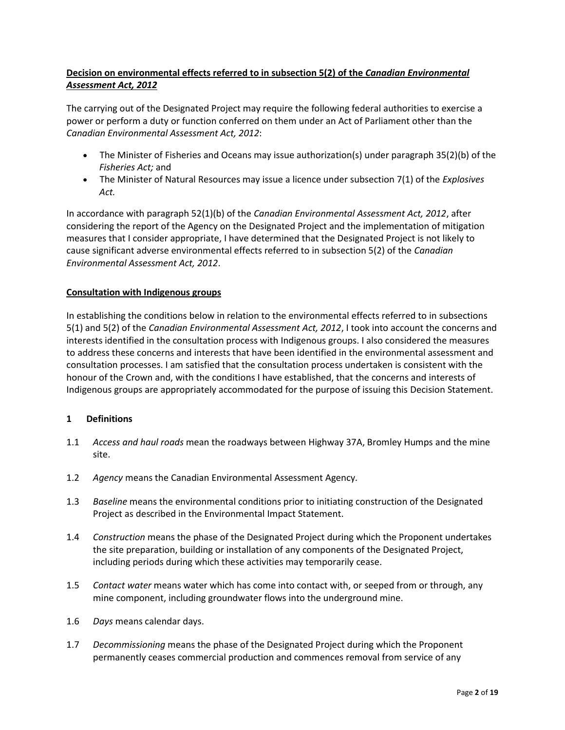**Decision on environmental effects referred to in subsection 5(2) of the *Canadian Environmental Assessment Act, 2012***

The carrying out of the Designated Project may require the following federal authorities to exercise a power or perform a duty or function conferred on them under an Act of Parliament other than the *Canadian Environmental Assessment Act, 2012*:

- The Minister of Fisheries and Oceans may issue authorization(s) under paragraph 35(2)(b) of the *Fisheries Act;* and
- The Minister of Natural Resources may issue a licence under subsection 7(1) of the *Explosives Act.*

In accordance with paragraph 52(1)(b) of the *Canadian Environmental Assessment Act, 2012*, after considering the report of the Agency on the Designated Project and the implementation of mitigation measures that I consider appropriate, I have determined that the Designated Project is not likely to cause significant adverse environmental effects referred to in subsection 5(2) of the *Canadian Environmental Assessment Act, 2012*.

**Consultation with Indigenous groups**

In establishing the conditions below in relation to the environmental effects referred to in subsections 5(1) and 5(2) of the *Canadian Environmental Assessment Act, 2012*, I took into account the concerns and interests identified in the consultation process with Indigenous groups. I also considered the measures to address these concerns and interests that have been identified in the environmental assessment and consultation processes. I am satisfied that the consultation process undertaken is consistent with the honour of the Crown and, with the conditions I have established, that the concerns and interests of Indigenous groups are appropriately accommodated for the purpose of issuing this Decision Statement.

## 1 Definitions

1.1 *Access and haul roads* mean the roadways between Highway 37A, Bromley Humps and the mine site.

1.2 *Agency* means the Canadian Environmental Assessment Agency*.*

1.3 *Baseline* means the environmental conditions prior to initiating construction of the Designated Project as described in the Environmental Impact Statement.

1.4 *Construction* means the phase of the Designated Project during which the Proponent undertakes the site preparation, building or installation of any components of the Designated Project, including periods during which these activities may temporarily cease.

1.5 *Contact water* means water which has come into contact with, or seeped from or through, any mine component, including groundwater flows into the underground mine.

1.6 *Days* means calendar days.

1.7 *Decommissioning* means the phase of the Designated Project during which the Proponent permanently ceases commercial production and commences removal from service of any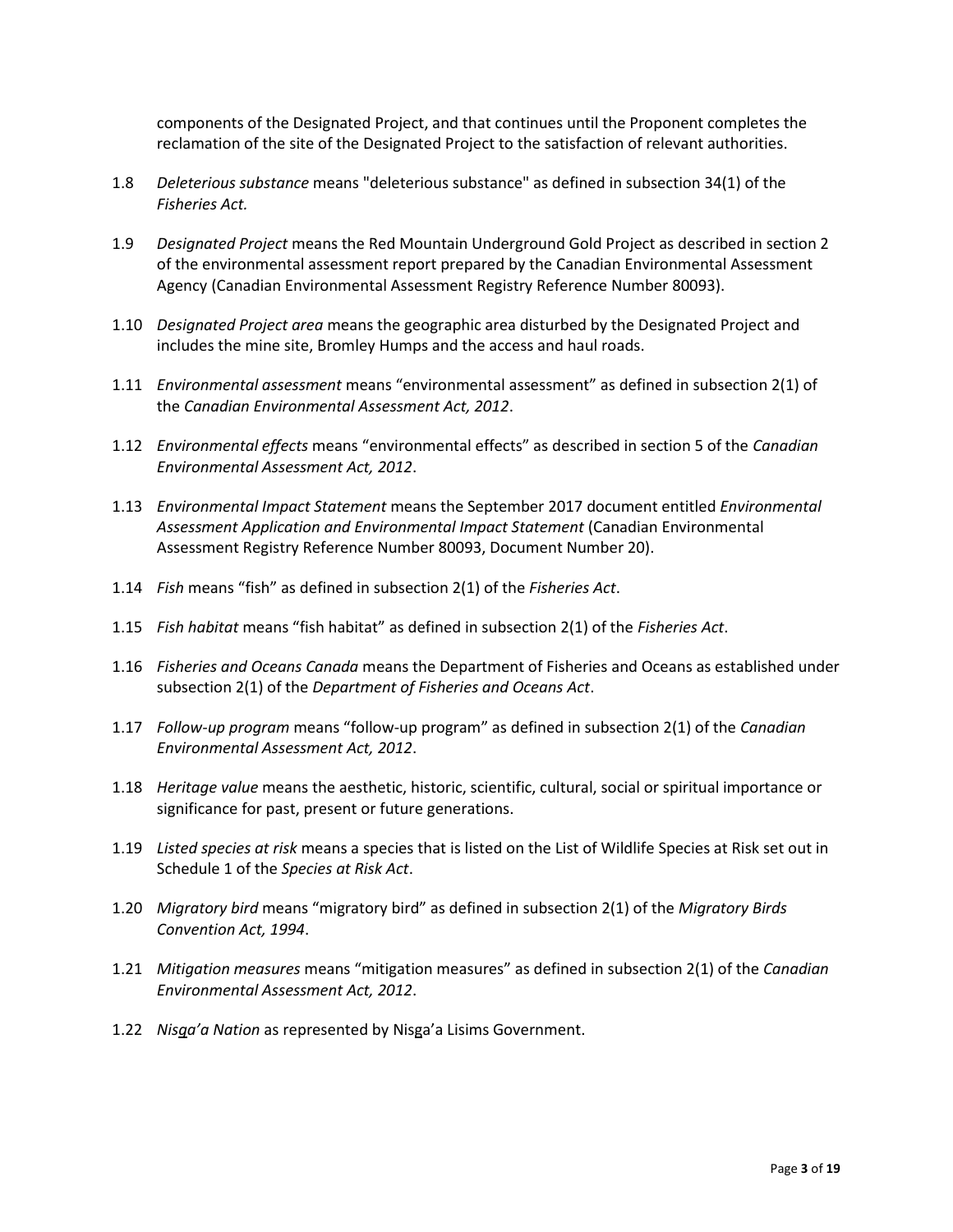components of the Designated Project, and that continues until the Proponent completes the reclamation of the site of the Designated Project to the satisfaction of relevant authorities.

1.8 *Deleterious substance* means "deleterious substance" as defined in subsection 34(1) of the *Fisheries Act.*

1.9 *Designated Project* means the Red Mountain Underground Gold Project as described in section 2 of the environmental assessment report prepared by the Canadian Environmental Assessment Agency (Canadian Environmental Assessment Registry Reference Number 80093).

1.10 *Designated Project area* means the geographic area disturbed by the Designated Project and includes the mine site, Bromley Humps and the access and haul roads.

1.11 *Environmental assessment* means "environmental assessment" as defined in subsection 2(1) of the *Canadian Environmental Assessment Act, 2012*.

1.12 *Environmental effects* means "environmental effects" as described in section 5 of the *Canadian Environmental Assessment Act, 2012*.

1.13 *Environmental Impact Statement* means the September 2017 document entitled *Environmental Assessment Application and Environmental Impact Statement* (Canadian Environmental Assessment Registry Reference Number 80093, Document Number 20).

1.14 *Fish* means "fish" as defined in subsection 2(1) of the *Fisheries Act*.

1.15 *Fish habitat* means "fish habitat" as defined in subsection 2(1) of the *Fisheries Act*.

1.16 *Fisheries and Oceans Canada* means the Department of Fisheries and Oceans as established under subsection 2(1) of the *Department of Fisheries and Oceans Act*.

1.17 *Follow-up program* means "follow-up program" as defined in subsection 2(1) of the *Canadian Environmental Assessment Act, 2012*.

1.18 *Heritage value* means the aesthetic, historic, scientific, cultural, social or spiritual importance or significance for past, present or future generations.

1.19 *Listed species at risk* means a species that is listed on the List of Wildlife Species at Risk set out in Schedule 1 of the *Species at Risk Act*.

1.20 *Migratory bird* means "migratory bird" as defined in subsection 2(1) of the *Migratory Birds Convention Act, 1994*.

1.21 *Mitigation measures* means "mitigation measures" as defined in subsection 2(1) of the *Canadian Environmental Assessment Act, 2012*.

1.22 *Nisga'a Nation* as represented by Nisga'a Lisims Government.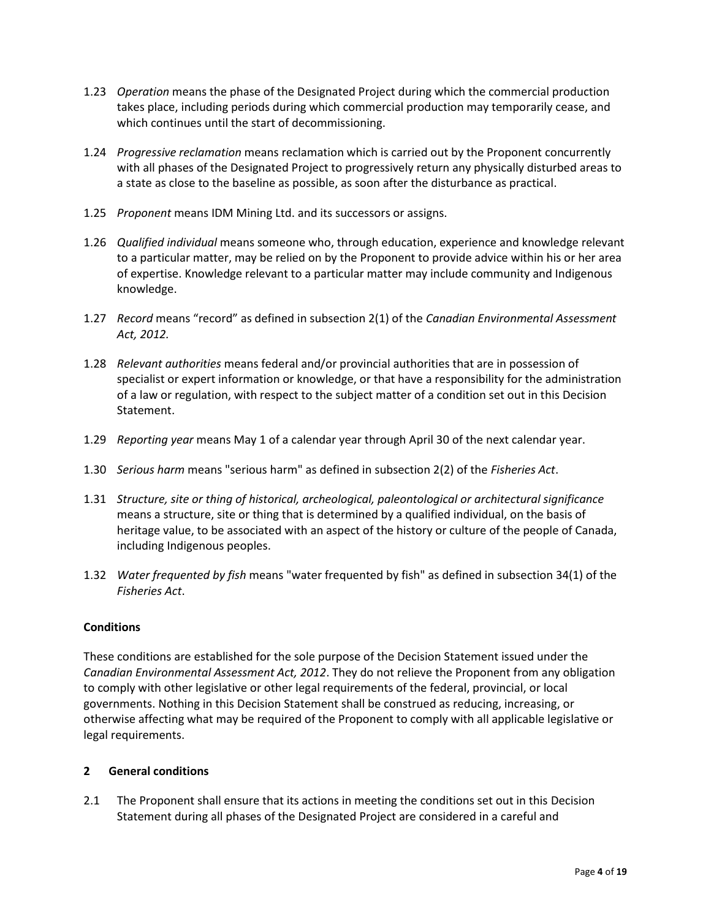1.23 *Operation* means the phase of the Designated Project during which the commercial production takes place, including periods during which commercial production may temporarily cease, and which continues until the start of decommissioning.

1.24 *Progressive reclamation* means reclamation which is carried out by the Proponent concurrently with all phases of the Designated Project to progressively return any physically disturbed areas to a state as close to the baseline as possible, as soon after the disturbance as practical.

1.25 *Proponent* means IDM Mining Ltd. and its successors or assigns.

1.26 *Qualified individual* means someone who, through education, experience and knowledge relevant to a particular matter, may be relied on by the Proponent to provide advice within his or her area of expertise. Knowledge relevant to a particular matter may include community and Indigenous knowledge.

1.27 *Record* means "record" as defined in subsection 2(1) of the *Canadian Environmental Assessment Act, 2012*.

1.28 *Relevant authorities* means federal and/or provincial authorities that are in possession of specialist or expert information or knowledge, or that have a responsibility for the administration of a law or regulation, with respect to the subject matter of a condition set out in this Decision Statement.

1.29 *Reporting year* means May 1 of a calendar year through April 30 of the next calendar year.

1.30 *Serious harm* means "serious harm" as defined in subsection 2(2) of the *Fisheries Act*.

1.31 *Structure, site or thing of historical, archeological, paleontological or architectural significance* means a structure, site or thing that is determined by a qualified individual, on the basis of heritage value, to be associated with an aspect of the history or culture of the people of Canada, including Indigenous peoples.

1.32 *Water frequented by fish* means "water frequented by fish" as defined in subsection 34(1) of the *Fisheries Act*.

**Conditions**

These conditions are established for the sole purpose of the Decision Statement issued under the *Canadian Environmental Assessment Act, 2012*. They do not relieve the Proponent from any obligation to comply with other legislative or other legal requirements of the federal, provincial, or local governments. Nothing in this Decision Statement shall be construed as reducing, increasing, or otherwise affecting what may be required of the Proponent to comply with all applicable legislative or legal requirements.

## 2 General conditions

2.1 The Proponent shall ensure that its actions in meeting the conditions set out in this Decision Statement during all phases of the Designated Project are considered in a careful and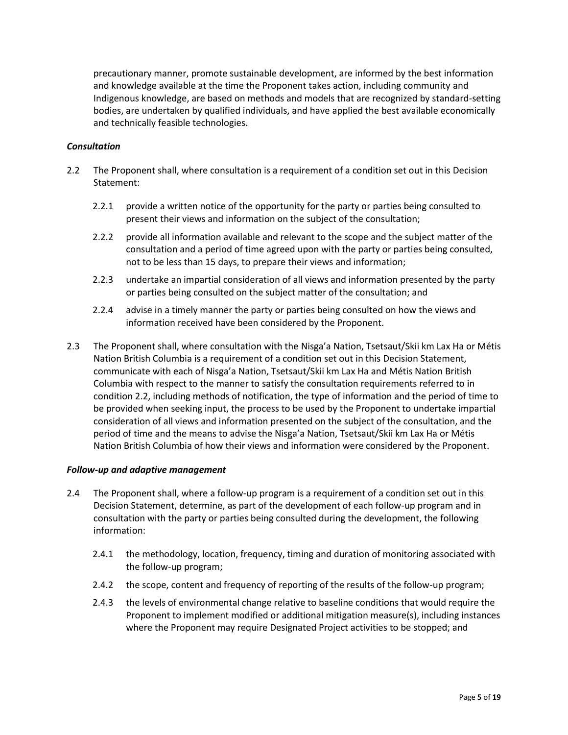precautionary manner, promote sustainable development, are informed by the best information and knowledge available at the time the Proponent takes action, including community and Indigenous knowledge, are based on methods and models that are recognized by standard-setting bodies, are undertaken by qualified individuals, and have applied the best available economically and technically feasible technologies.

***Consultation***

2.2 The Proponent shall, where consultation is a requirement of a condition set out in this Decision Statement:

- 2.2.1 provide a written notice of the opportunity for the party or parties being consulted to present their views and information on the subject of the consultation;
- 2.2.2 provide all information available and relevant to the scope and the subject matter of the consultation and a period of time agreed upon with the party or parties being consulted, not to be less than 15 days, to prepare their views and information;
- 2.2.3 undertake an impartial consideration of all views and information presented by the party or parties being consulted on the subject matter of the consultation; and
- 2.2.4 advise in a timely manner the party or parties being consulted on how the views and information received have been considered by the Proponent.

2.3 The Proponent shall, where consultation with the Nisga'a Nation, Tsetsaut/Skii km Lax Ha or Métis Nation British Columbia is a requirement of a condition set out in this Decision Statement, communicate with each of Nisga'a Nation, Tsetsaut/Skii km Lax Ha and Métis Nation British Columbia with respect to the manner to satisfy the consultation requirements referred to in condition 2.2, including methods of notification, the type of information and the period of time to be provided when seeking input, the process to be used by the Proponent to undertake impartial consideration of all views and information presented on the subject of the consultation, and the period of time and the means to advise the Nisga'a Nation, Tsetsaut/Skii km Lax Ha or Métis Nation British Columbia of how their views and information were considered by the Proponent.

***Follow-up and adaptive management***

2.4 The Proponent shall, where a follow-up program is a requirement of a condition set out in this Decision Statement, determine, as part of the development of each follow-up program and in consultation with the party or parties being consulted during the development, the following information:

- 2.4.1 the methodology, location, frequency, timing and duration of monitoring associated with the follow-up program;
- 2.4.2 the scope, content and frequency of reporting of the results of the follow-up program;
- 2.4.3 the levels of environmental change relative to baseline conditions that would require the Proponent to implement modified or additional mitigation measure(s), including instances where the Proponent may require Designated Project activities to be stopped; and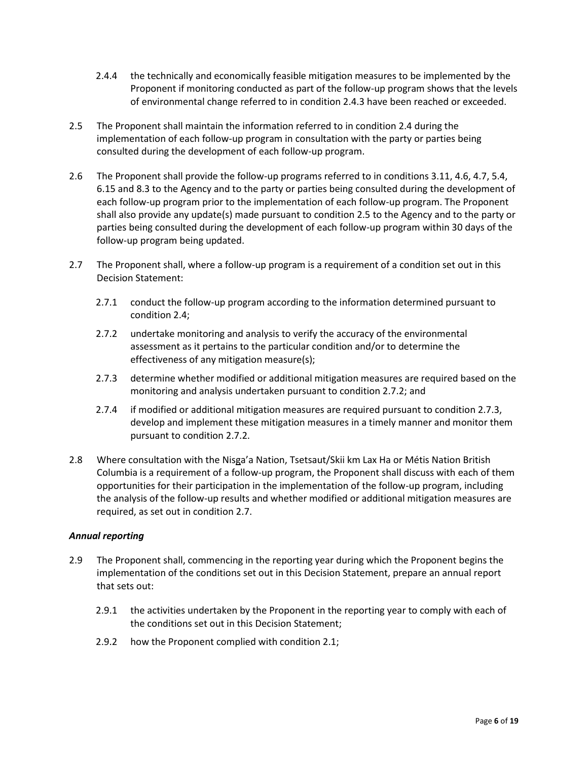2.4.4 the technically and economically feasible mitigation measures to be implemented by the Proponent if monitoring conducted as part of the follow-up program shows that the levels of environmental change referred to in condition 2.4.3 have been reached or exceeded.

2.5 The Proponent shall maintain the information referred to in condition 2.4 during the implementation of each follow-up program in consultation with the party or parties being consulted during the development of each follow-up program.

2.6 The Proponent shall provide the follow-up programs referred to in conditions 3.11, 4.6, 4.7, 5.4, 6.15 and 8.3 to the Agency and to the party or parties being consulted during the development of each follow-up program prior to the implementation of each follow-up program. The Proponent shall also provide any update(s) made pursuant to condition 2.5 to the Agency and to the party or parties being consulted during the development of each follow-up program within 30 days of the follow-up program being updated.

2.7 The Proponent shall, where a follow-up program is a requirement of a condition set out in this Decision Statement:

2.7.1 conduct the follow-up program according to the information determined pursuant to condition 2.4;

2.7.2 undertake monitoring and analysis to verify the accuracy of the environmental assessment as it pertains to the particular condition and/or to determine the effectiveness of any mitigation measure(s);

2.7.3 determine whether modified or additional mitigation measures are required based on the monitoring and analysis undertaken pursuant to condition 2.7.2; and

2.7.4 if modified or additional mitigation measures are required pursuant to condition 2.7.3, develop and implement these mitigation measures in a timely manner and monitor them pursuant to condition 2.7.2.

2.8 Where consultation with the Nisga'a Nation, Tsetsaut/Skii km Lax Ha or Métis Nation British Columbia is a requirement of a follow-up program, the Proponent shall discuss with each of them opportunities for their participation in the implementation of the follow-up program, including the analysis of the follow-up results and whether modified or additional mitigation measures are required, as set out in condition 2.7.

***Annual reporting***

2.9 The Proponent shall, commencing in the reporting year during which the Proponent begins the implementation of the conditions set out in this Decision Statement, prepare an annual report that sets out:

2.9.1 the activities undertaken by the Proponent in the reporting year to comply with each of the conditions set out in this Decision Statement;

2.9.2 how the Proponent complied with condition 2.1;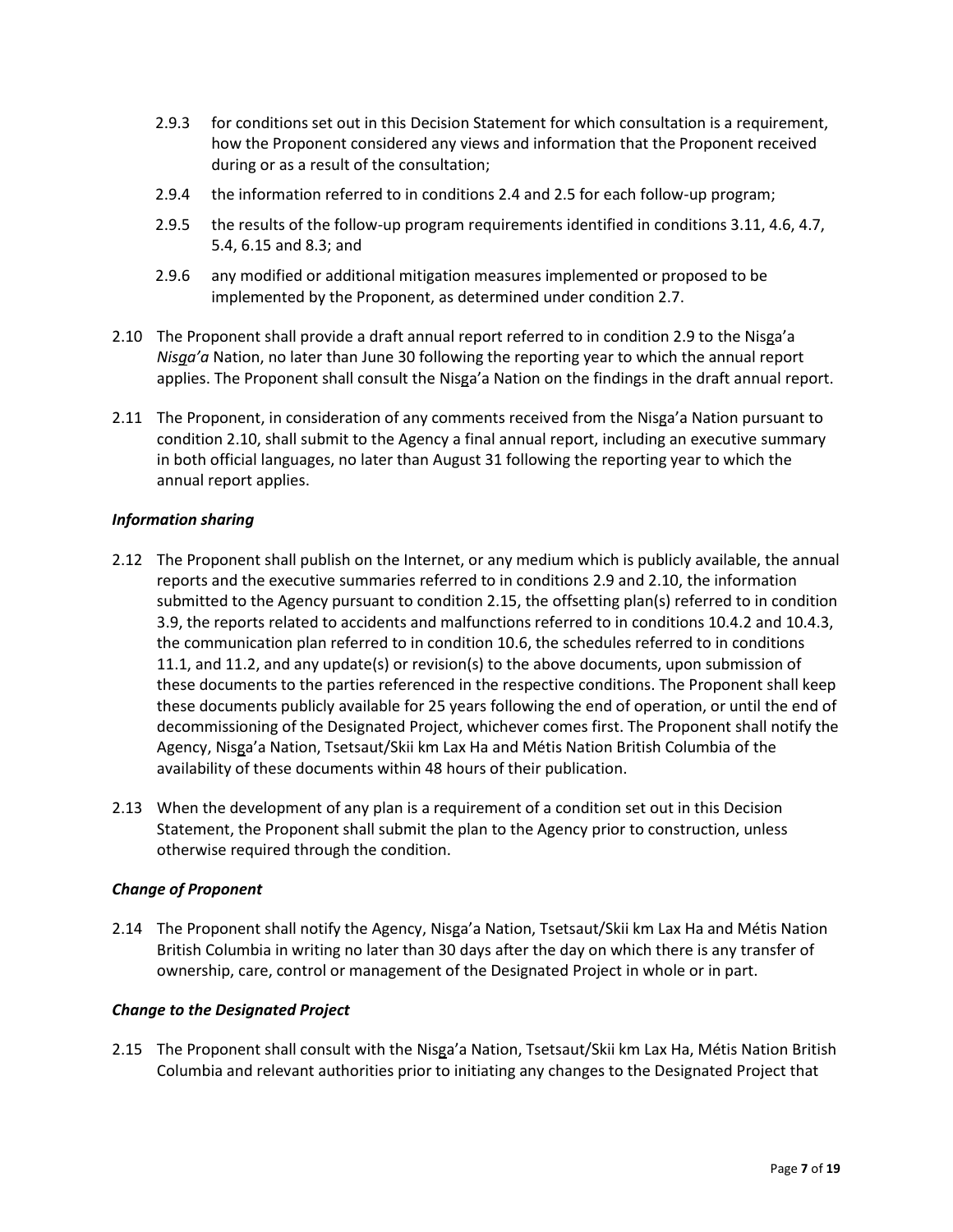2.9.3 for conditions set out in this Decision Statement for which consultation is a requirement, how the Proponent considered any views and information that the Proponent received during or as a result of the consultation;

2.9.4 the information referred to in conditions 2.4 and 2.5 for each follow-up program;

2.9.5 the results of the follow-up program requirements identified in conditions 3.11, 4.6, 4.7, 5.4, 6.15 and 8.3; and

2.9.6 any modified or additional mitigation measures implemented or proposed to be implemented by the Proponent, as determined under condition 2.7.

2.10 The Proponent shall provide a draft annual report referred to in condition 2.9 to the Nisga'a *Nisga'a* Nation, no later than June 30 following the reporting year to which the annual report applies. The Proponent shall consult the Nisga'a Nation on the findings in the draft annual report.

2.11 The Proponent, in consideration of any comments received from the Nisga'a Nation pursuant to condition 2.10, shall submit to the Agency a final annual report, including an executive summary in both official languages, no later than August 31 following the reporting year to which the annual report applies.

***Information sharing***

2.12 The Proponent shall publish on the Internet, or any medium which is publicly available, the annual reports and the executive summaries referred to in conditions 2.9 and 2.10, the information submitted to the Agency pursuant to condition 2.15, the offsetting plan(s) referred to in condition 3.9, the reports related to accidents and malfunctions referred to in conditions 10.4.2 and 10.4.3, the communication plan referred to in condition 10.6, the schedules referred to in conditions 11.1, and 11.2, and any update(s) or revision(s) to the above documents, upon submission of these documents to the parties referenced in the respective conditions. The Proponent shall keep these documents publicly available for 25 years following the end of operation, or until the end of decommissioning of the Designated Project, whichever comes first. The Proponent shall notify the Agency, Nisga'a Nation, Tsetsaut/Skii km Lax Ha and Métis Nation British Columbia of the availability of these documents within 48 hours of their publication.

2.13 When the development of any plan is a requirement of a condition set out in this Decision Statement, the Proponent shall submit the plan to the Agency prior to construction, unless otherwise required through the condition.

***Change of Proponent***

2.14 The Proponent shall notify the Agency, Nisga'a Nation, Tsetsaut/Skii km Lax Ha and Métis Nation British Columbia in writing no later than 30 days after the day on which there is any transfer of ownership, care, control or management of the Designated Project in whole or in part.

***Change to the Designated Project***

2.15 The Proponent shall consult with the Nisga'a Nation, Tsetsaut/Skii km Lax Ha, Métis Nation British Columbia and relevant authorities prior to initiating any changes to the Designated Project that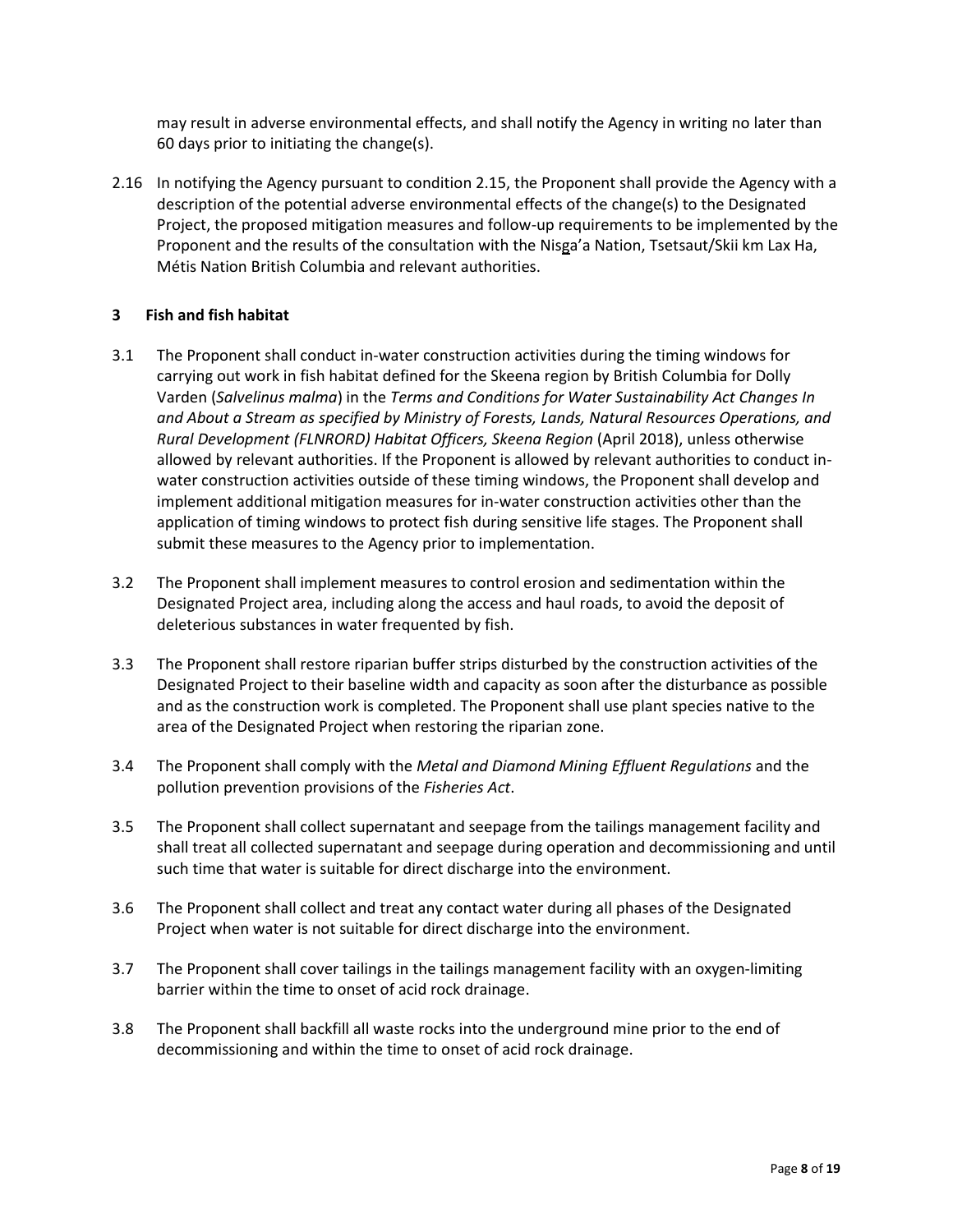may result in adverse environmental effects, and shall notify the Agency in writing no later than 60 days prior to initiating the change(s).

2.16 In notifying the Agency pursuant to condition 2.15, the Proponent shall provide the Agency with a description of the potential adverse environmental effects of the change(s) to the Designated Project, the proposed mitigation measures and follow-up requirements to be implemented by the Proponent and the results of the consultation with the Nisga'a Nation, Tsetsaut/Skii km Lax Ha, Métis Nation British Columbia and relevant authorities.

## 3 Fish and fish habitat

3.1 The Proponent shall conduct in-water construction activities during the timing windows for carrying out work in fish habitat defined for the Skeena region by British Columbia for Dolly Varden (*Salvelinus malma*) in the *Terms and Conditions for Water Sustainability Act Changes In and About a Stream as specified by Ministry of Forests, Lands, Natural Resources Operations, and Rural Development (FLNRORD) Habitat Officers, Skeena Region* (April 2018), unless otherwise allowed by relevant authorities. If the Proponent is allowed by relevant authorities to conduct in-water construction activities outside of these timing windows, the Proponent shall develop and implement additional mitigation measures for in-water construction activities other than the application of timing windows to protect fish during sensitive life stages. The Proponent shall submit these measures to the Agency prior to implementation.

3.2 The Proponent shall implement measures to control erosion and sedimentation within the Designated Project area, including along the access and haul roads, to avoid the deposit of deleterious substances in water frequented by fish.

3.3 The Proponent shall restore riparian buffer strips disturbed by the construction activities of the Designated Project to their baseline width and capacity as soon after the disturbance as possible and as the construction work is completed. The Proponent shall use plant species native to the area of the Designated Project when restoring the riparian zone.

3.4 The Proponent shall comply with the *Metal and Diamond Mining Effluent Regulations* and the pollution prevention provisions of the *Fisheries Act*.

3.5 The Proponent shall collect supernatant and seepage from the tailings management facility and shall treat all collected supernatant and seepage during operation and decommissioning and until such time that water is suitable for direct discharge into the environment.

3.6 The Proponent shall collect and treat any contact water during all phases of the Designated Project when water is not suitable for direct discharge into the environment.

3.7 The Proponent shall cover tailings in the tailings management facility with an oxygen-limiting barrier within the time to onset of acid rock drainage.

3.8 The Proponent shall backfill all waste rocks into the underground mine prior to the end of decommissioning and within the time to onset of acid rock drainage.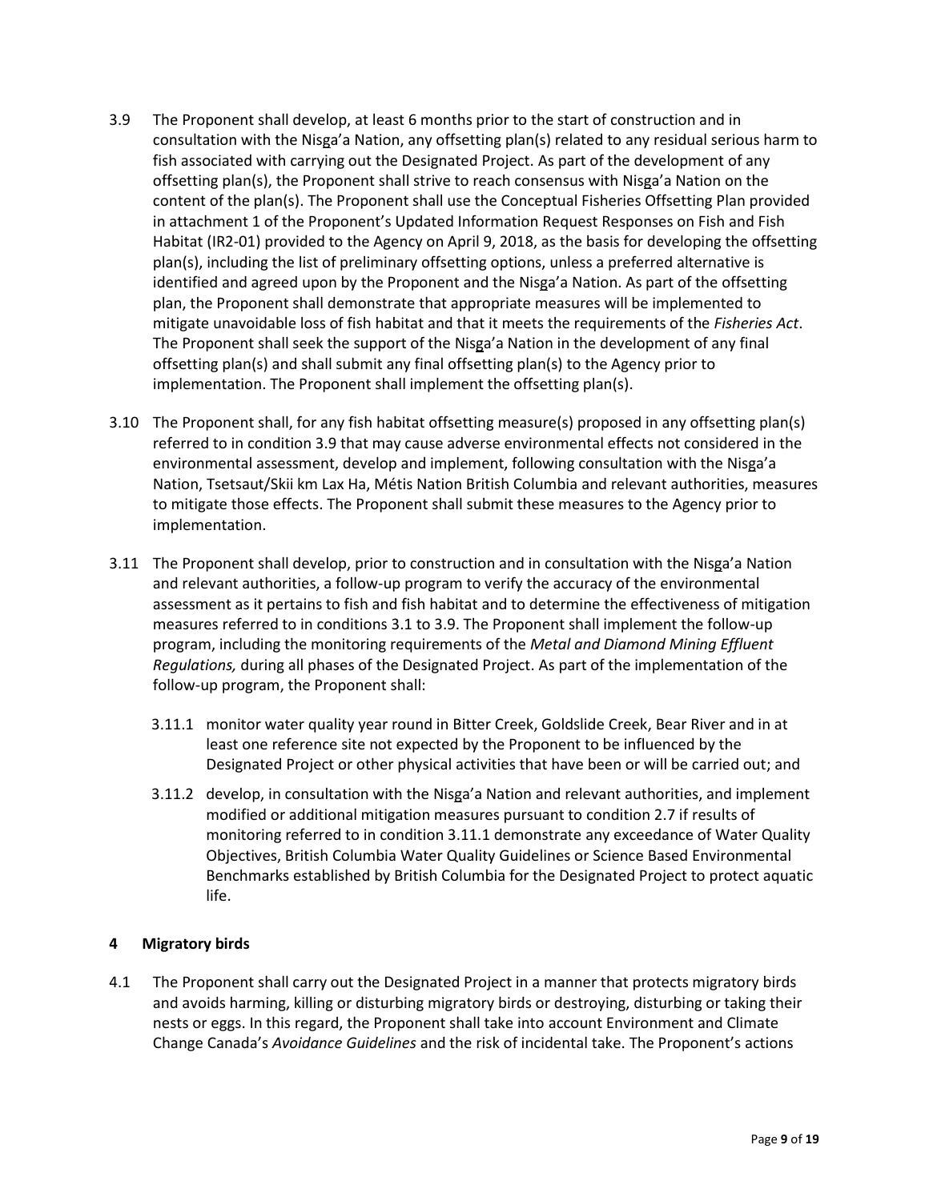3.9 The Proponent shall develop, at least 6 months prior to the start of construction and in consultation with the Nisga'a Nation, any offsetting plan(s) related to any residual serious harm to fish associated with carrying out the Designated Project. As part of the development of any offsetting plan(s), the Proponent shall strive to reach consensus with Nisga'a Nation on the content of the plan(s). The Proponent shall use the Conceptual Fisheries Offsetting Plan provided in attachment 1 of the Proponent's Updated Information Request Responses on Fish and Fish Habitat (IR2-01) provided to the Agency on April 9, 2018, as the basis for developing the offsetting plan(s), including the list of preliminary offsetting options, unless a preferred alternative is identified and agreed upon by the Proponent and the Nisga'a Nation. As part of the offsetting plan, the Proponent shall demonstrate that appropriate measures will be implemented to mitigate unavoidable loss of fish habitat and that it meets the requirements of the *Fisheries Act*. The Proponent shall seek the support of the Nisga'a Nation in the development of any final offsetting plan(s) and shall submit any final offsetting plan(s) to the Agency prior to implementation. The Proponent shall implement the offsetting plan(s).

3.10 The Proponent shall, for any fish habitat offsetting measure(s) proposed in any offsetting plan(s) referred to in condition 3.9 that may cause adverse environmental effects not considered in the environmental assessment, develop and implement, following consultation with the Nisga'a Nation, Tsetsaut/Skii km Lax Ha, Métis Nation British Columbia and relevant authorities, measures to mitigate those effects. The Proponent shall submit these measures to the Agency prior to implementation.

3.11 The Proponent shall develop, prior to construction and in consultation with the Nisga'a Nation and relevant authorities, a follow-up program to verify the accuracy of the environmental assessment as it pertains to fish and fish habitat and to determine the effectiveness of mitigation measures referred to in conditions 3.1 to 3.9. The Proponent shall implement the follow-up program, including the monitoring requirements of the *Metal and Diamond Mining Effluent Regulations,* during all phases of the Designated Project. As part of the implementation of the follow-up program, the Proponent shall:

  3.11.1 monitor water quality year round in Bitter Creek, Goldslide Creek, Bear River and in at least one reference site not expected by the Proponent to be influenced by the Designated Project or other physical activities that have been or will be carried out; and

  3.11.2 develop, in consultation with the Nisga'a Nation and relevant authorities, and implement modified or additional mitigation measures pursuant to condition 2.7 if results of monitoring referred to in condition 3.11.1 demonstrate any exceedance of Water Quality Objectives, British Columbia Water Quality Guidelines or Science Based Environmental Benchmarks established by British Columbia for the Designated Project to protect aquatic life.

## 4 Migratory birds

4.1 The Proponent shall carry out the Designated Project in a manner that protects migratory birds and avoids harming, killing or disturbing migratory birds or destroying, disturbing or taking their nests or eggs. In this regard, the Proponent shall take into account Environment and Climate Change Canada's *Avoidance Guidelines* and the risk of incidental take. The Proponent's actions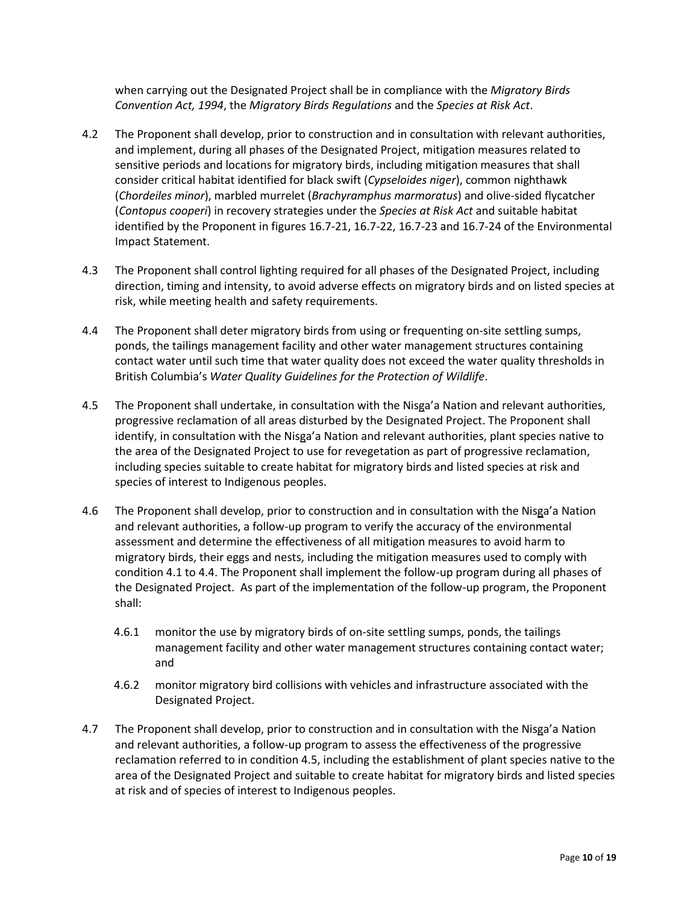when carrying out the Designated Project shall be in compliance with the *Migratory Birds Convention Act, 1994*, the *Migratory Birds Regulations* and the *Species at Risk Act*.

4.2 The Proponent shall develop, prior to construction and in consultation with relevant authorities, and implement, during all phases of the Designated Project, mitigation measures related to sensitive periods and locations for migratory birds, including mitigation measures that shall consider critical habitat identified for black swift (*Cypseloides niger*), common nighthawk (*Chordeiles minor*), marbled murrelet (*Brachyramphus marmoratus*) and olive-sided flycatcher (*Contopus cooperi*) in recovery strategies under the *Species at Risk Act* and suitable habitat identified by the Proponent in figures 16.7-21, 16.7-22, 16.7-23 and 16.7-24 of the Environmental Impact Statement.

4.3 The Proponent shall control lighting required for all phases of the Designated Project, including direction, timing and intensity, to avoid adverse effects on migratory birds and on listed species at risk, while meeting health and safety requirements.

4.4 The Proponent shall deter migratory birds from using or frequenting on-site settling sumps, ponds, the tailings management facility and other water management structures containing contact water until such time that water quality does not exceed the water quality thresholds in British Columbia's *Water Quality Guidelines for the Protection of Wildlife*.

4.5 The Proponent shall undertake, in consultation with the Nisg̲a'a Nation and relevant authorities, progressive reclamation of all areas disturbed by the Designated Project. The Proponent shall identify, in consultation with the Nisg̲a'a Nation and relevant authorities, plant species native to the area of the Designated Project to use for revegetation as part of progressive reclamation, including species suitable to create habitat for migratory birds and listed species at risk and species of interest to Indigenous peoples.

4.6 The Proponent shall develop, prior to construction and in consultation with the Nisg̲a'a Nation and relevant authorities, a follow-up program to verify the accuracy of the environmental assessment and determine the effectiveness of all mitigation measures to avoid harm to migratory birds, their eggs and nests, including the mitigation measures used to comply with condition 4.1 to 4.4. The Proponent shall implement the follow-up program during all phases of the Designated Project. As part of the implementation of the follow-up program, the Proponent shall:

 4.6.1 monitor the use by migratory birds of on-site settling sumps, ponds, the tailings management facility and other water management structures containing contact water; and

 4.6.2 monitor migratory bird collisions with vehicles and infrastructure associated with the Designated Project.

4.7 The Proponent shall develop, prior to construction and in consultation with the Nisg̲a'a Nation and relevant authorities, a follow-up program to assess the effectiveness of the progressive reclamation referred to in condition 4.5, including the establishment of plant species native to the area of the Designated Project and suitable to create habitat for migratory birds and listed species at risk and of species of interest to Indigenous peoples.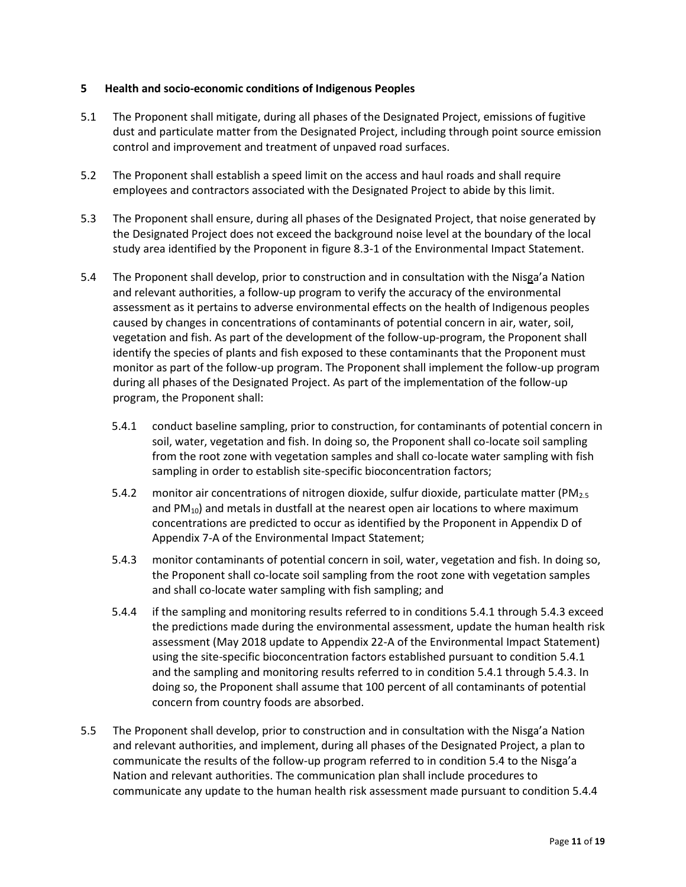## 5 Health and socio-economic conditions of Indigenous Peoples

5.1 The Proponent shall mitigate, during all phases of the Designated Project, emissions of fugitive dust and particulate matter from the Designated Project, including through point source emission control and improvement and treatment of unpaved road surfaces.

5.2 The Proponent shall establish a speed limit on the access and haul roads and shall require employees and contractors associated with the Designated Project to abide by this limit.

5.3 The Proponent shall ensure, during all phases of the Designated Project, that noise generated by the Designated Project does not exceed the background noise level at the boundary of the local study area identified by the Proponent in figure 8.3-1 of the Environmental Impact Statement.

5.4 The Proponent shall develop, prior to construction and in consultation with the Nisg̲a'a Nation and relevant authorities, a follow-up program to verify the accuracy of the environmental assessment as it pertains to adverse environmental effects on the health of Indigenous peoples caused by changes in concentrations of contaminants of potential concern in air, water, soil, vegetation and fish. As part of the development of the follow-up-program, the Proponent shall identify the species of plants and fish exposed to these contaminants that the Proponent must monitor as part of the follow-up program. The Proponent shall implement the follow-up program during all phases of the Designated Project. As part of the implementation of the follow-up program, the Proponent shall:

5.4.1 conduct baseline sampling, prior to construction, for contaminants of potential concern in soil, water, vegetation and fish. In doing so, the Proponent shall co-locate soil sampling from the root zone with vegetation samples and shall co-locate water sampling with fish sampling in order to establish site-specific bioconcentration factors;

5.4.2 monitor air concentrations of nitrogen dioxide, sulfur dioxide, particulate matter ($PM_{2.5}$ and $PM_{10}$) and metals in dustfall at the nearest open air locations to where maximum concentrations are predicted to occur as identified by the Proponent in Appendix D of Appendix 7-A of the Environmental Impact Statement;

5.4.3 monitor contaminants of potential concern in soil, water, vegetation and fish. In doing so, the Proponent shall co-locate soil sampling from the root zone with vegetation samples and shall co-locate water sampling with fish sampling; and

5.4.4 if the sampling and monitoring results referred to in conditions 5.4.1 through 5.4.3 exceed the predictions made during the environmental assessment, update the human health risk assessment (May 2018 update to Appendix 22-A of the Environmental Impact Statement) using the site-specific bioconcentration factors established pursuant to condition 5.4.1 and the sampling and monitoring results referred to in condition 5.4.1 through 5.4.3. In doing so, the Proponent shall assume that 100 percent of all contaminants of potential concern from country foods are absorbed.

5.5 The Proponent shall develop, prior to construction and in consultation with the Nisga'a Nation and relevant authorities, and implement, during all phases of the Designated Project, a plan to communicate the results of the follow-up program referred to in condition 5.4 to the Nisga'a Nation and relevant authorities. The communication plan shall include procedures to communicate any update to the human health risk assessment made pursuant to condition 5.4.4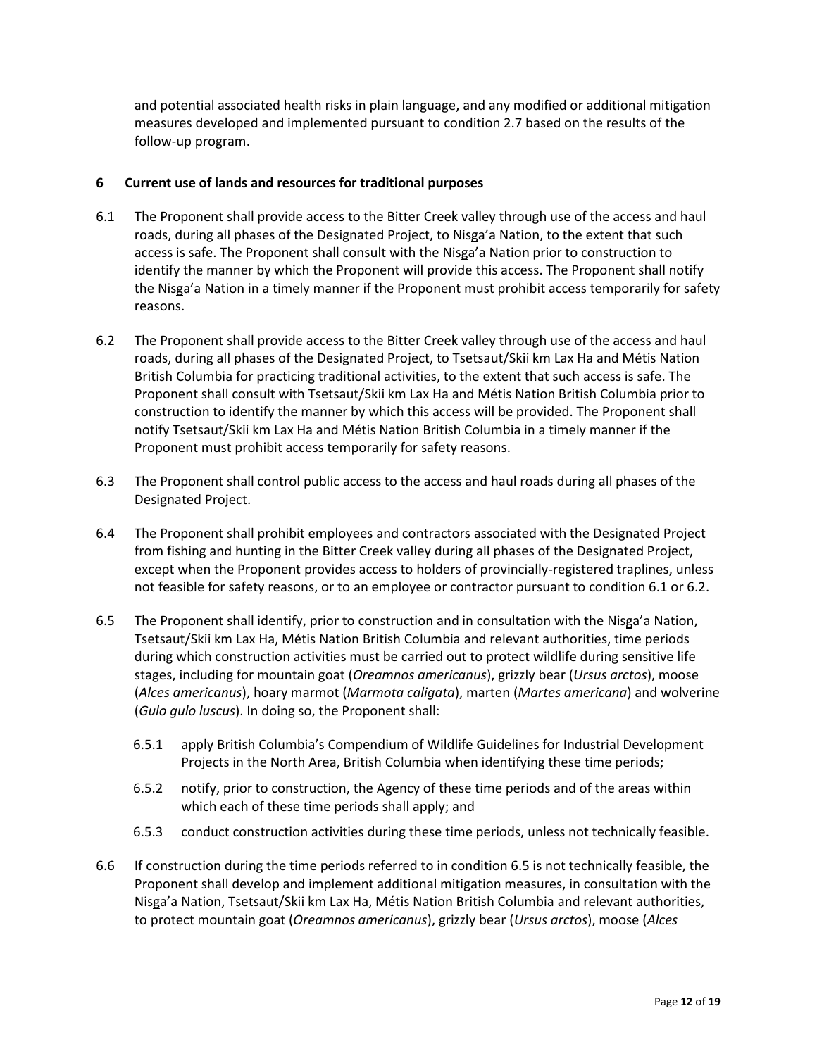and potential associated health risks in plain language, and any modified or additional mitigation measures developed and implemented pursuant to condition 2.7 based on the results of the follow-up program.

## 6 Current use of lands and resources for traditional purposes

6.1 The Proponent shall provide access to the Bitter Creek valley through use of the access and haul roads, during all phases of the Designated Project, to Nisga'a Nation, to the extent that such access is safe. The Proponent shall consult with the Nisga'a Nation prior to construction to identify the manner by which the Proponent will provide this access. The Proponent shall notify the Nisga'a Nation in a timely manner if the Proponent must prohibit access temporarily for safety reasons.

6.2 The Proponent shall provide access to the Bitter Creek valley through use of the access and haul roads, during all phases of the Designated Project, to Tsetsaut/Skii km Lax Ha and Métis Nation British Columbia for practicing traditional activities, to the extent that such access is safe. The Proponent shall consult with Tsetsaut/Skii km Lax Ha and Métis Nation British Columbia prior to construction to identify the manner by which this access will be provided. The Proponent shall notify Tsetsaut/Skii km Lax Ha and Métis Nation British Columbia in a timely manner if the Proponent must prohibit access temporarily for safety reasons.

6.3 The Proponent shall control public access to the access and haul roads during all phases of the Designated Project.

6.4 The Proponent shall prohibit employees and contractors associated with the Designated Project from fishing and hunting in the Bitter Creek valley during all phases of the Designated Project, except when the Proponent provides access to holders of provincially-registered traplines, unless not feasible for safety reasons, or to an employee or contractor pursuant to condition 6.1 or 6.2.

6.5 The Proponent shall identify, prior to construction and in consultation with the Nisga'a Nation, Tsetsaut/Skii km Lax Ha, Métis Nation British Columbia and relevant authorities, time periods during which construction activities must be carried out to protect wildlife during sensitive life stages, including for mountain goat (*Oreamnos americanus*), grizzly bear (*Ursus arctos*), moose (*Alces americanus*), hoary marmot (*Marmota caligata*), marten (*Martes americana*) and wolverine (*Gulo gulo luscus*). In doing so, the Proponent shall:

   6.5.1 apply British Columbia's Compendium of Wildlife Guidelines for Industrial Development Projects in the North Area, British Columbia when identifying these time periods;

   6.5.2 notify, prior to construction, the Agency of these time periods and of the areas within which each of these time periods shall apply; and

   6.5.3 conduct construction activities during these time periods, unless not technically feasible.

6.6 If construction during the time periods referred to in condition 6.5 is not technically feasible, the Proponent shall develop and implement additional mitigation measures, in consultation with the Nisga'a Nation, Tsetsaut/Skii km Lax Ha, Métis Nation British Columbia and relevant authorities, to protect mountain goat (*Oreamnos americanus*), grizzly bear (*Ursus arctos*), moose (*Alces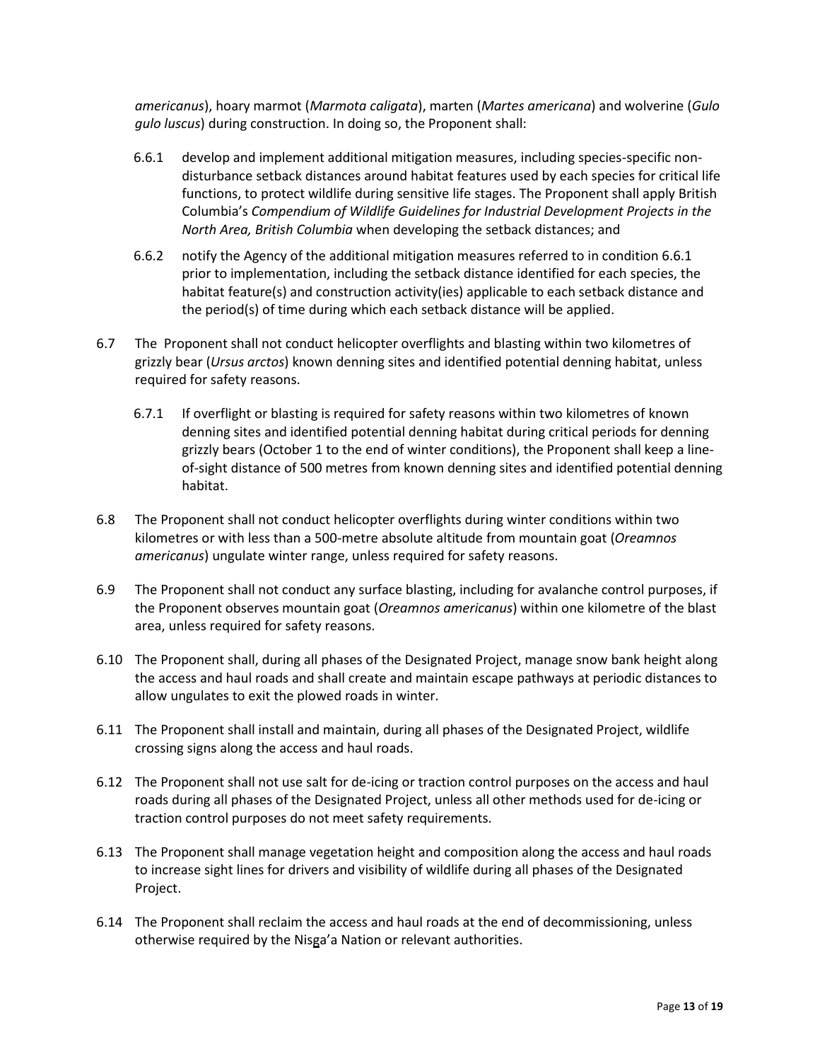*americanus*), hoary marmot (*Marmota caligata*), marten (*Martes americana*) and wolverine (*Gulo gulo luscus*) during construction. In doing so, the Proponent shall:

6.6.1 develop and implement additional mitigation measures, including species-specific non-disturbance setback distances around habitat features used by each species for critical life functions, to protect wildlife during sensitive life stages. The Proponent shall apply British Columbia's *Compendium of Wildlife Guidelines for Industrial Development Projects in the North Area, British Columbia* when developing the setback distances; and

6.6.2 notify the Agency of the additional mitigation measures referred to in condition 6.6.1 prior to implementation, including the setback distance identified for each species, the habitat feature(s) and construction activity(ies) applicable to each setback distance and the period(s) of time during which each setback distance will be applied.

6.7 The Proponent shall not conduct helicopter overflights and blasting within two kilometres of grizzly bear (*Ursus arctos*) known denning sites and identified potential denning habitat, unless required for safety reasons.

6.7.1 If overflight or blasting is required for safety reasons within two kilometres of known denning sites and identified potential denning habitat during critical periods for denning grizzly bears (October 1 to the end of winter conditions), the Proponent shall keep a line-of-sight distance of 500 metres from known denning sites and identified potential denning habitat.

6.8 The Proponent shall not conduct helicopter overflights during winter conditions within two kilometres or with less than a 500-metre absolute altitude from mountain goat (*Oreamnos americanus*) ungulate winter range, unless required for safety reasons.

6.9 The Proponent shall not conduct any surface blasting, including for avalanche control purposes, if the Proponent observes mountain goat (*Oreamnos americanus*) within one kilometre of the blast area, unless required for safety reasons.

6.10 The Proponent shall, during all phases of the Designated Project, manage snow bank height along the access and haul roads and shall create and maintain escape pathways at periodic distances to allow ungulates to exit the plowed roads in winter.

6.11 The Proponent shall install and maintain, during all phases of the Designated Project, wildlife crossing signs along the access and haul roads.

6.12 The Proponent shall not use salt for de-icing or traction control purposes on the access and haul roads during all phases of the Designated Project, unless all other methods used for de-icing or traction control purposes do not meet safety requirements.

6.13 The Proponent shall manage vegetation height and composition along the access and haul roads to increase sight lines for drivers and visibility of wildlife during all phases of the Designated Project.

6.14 The Proponent shall reclaim the access and haul roads at the end of decommissioning, unless otherwise required by the Nisg̱a'a Nation or relevant authorities.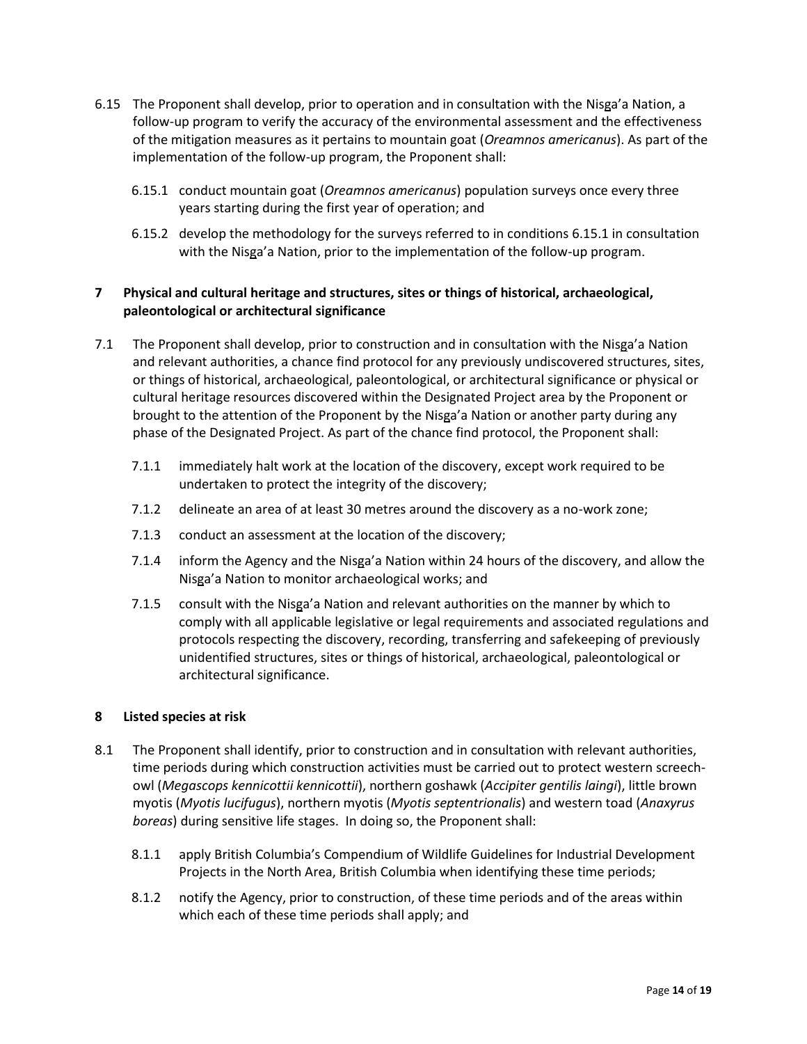6.15 The Proponent shall develop, prior to operation and in consultation with the Nisg̲a'a Nation, a follow-up program to verify the accuracy of the environmental assessment and the effectiveness of the mitigation measures as it pertains to mountain goat (*Oreamnos americanus*). As part of the implementation of the follow-up program, the Proponent shall:

   6.15.1 conduct mountain goat (*Oreamnos americanus*) population surveys once every three years starting during the first year of operation; and

   6.15.2 develop the methodology for the surveys referred to in conditions 6.15.1 in consultation with the Nisg̲a'a Nation, prior to the implementation of the follow-up program.

## 7 Physical and cultural heritage and structures, sites or things of historical, archaeological, paleontological or architectural significance

7.1 The Proponent shall develop, prior to construction and in consultation with the Nisga'a Nation and relevant authorities, a chance find protocol for any previously undiscovered structures, sites, or things of historical, archaeological, paleontological, or architectural significance or physical or cultural heritage resources discovered within the Designated Project area by the Proponent or brought to the attention of the Proponent by the Nisg̲a'a Nation or another party during any phase of the Designated Project. As part of the chance find protocol, the Proponent shall:

   7.1.1 immediately halt work at the location of the discovery, except work required to be undertaken to protect the integrity of the discovery;

   7.1.2 delineate an area of at least 30 metres around the discovery as a no-work zone;

   7.1.3 conduct an assessment at the location of the discovery;

   7.1.4 inform the Agency and the Nisg̲a'a Nation within 24 hours of the discovery, and allow the Nisg̲a'a Nation to monitor archaeological works; and

   7.1.5 consult with the Nisg̲a'a Nation and relevant authorities on the manner by which to comply with all applicable legislative or legal requirements and associated regulations and protocols respecting the discovery, recording, transferring and safekeeping of previously unidentified structures, sites or things of historical, archaeological, paleontological or architectural significance.

## 8 Listed species at risk

8.1 The Proponent shall identify, prior to construction and in consultation with relevant authorities, time periods during which construction activities must be carried out to protect western screech-owl (*Megascops kennicottii kennicottii*), northern goshawk (*Accipiter gentilis laingi*), little brown myotis (*Myotis lucifugus*), northern myotis (*Myotis septentrionalis*) and western toad (*Anaxyrus boreas*) during sensitive life stages. In doing so, the Proponent shall:

   8.1.1 apply British Columbia's Compendium of Wildlife Guidelines for Industrial Development Projects in the North Area, British Columbia when identifying these time periods;

   8.1.2 notify the Agency, prior to construction, of these time periods and of the areas within which each of these time periods shall apply; and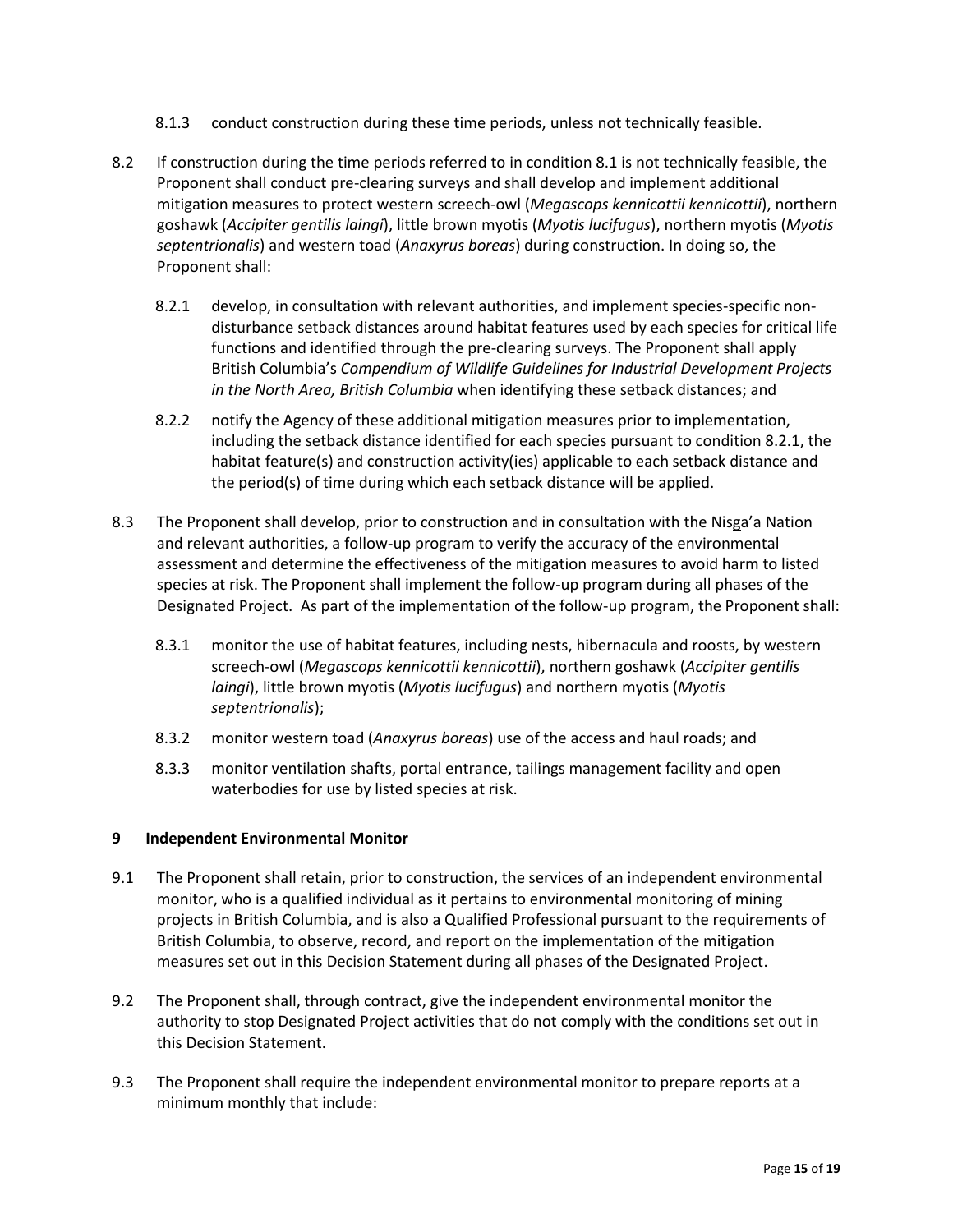8.1.3 conduct construction during these time periods, unless not technically feasible.

8.2 If construction during the time periods referred to in condition 8.1 is not technically feasible, the Proponent shall conduct pre-clearing surveys and shall develop and implement additional mitigation measures to protect western screech-owl (*Megascops kennicottii kennicottii*), northern goshawk (*Accipiter gentilis laingi*), little brown myotis (*Myotis lucifugus*), northern myotis (*Myotis septentrionalis*) and western toad (*Anaxyrus boreas*) during construction. In doing so, the Proponent shall:

8.2.1 develop, in consultation with relevant authorities, and implement species-specific non-disturbance setback distances around habitat features used by each species for critical life functions and identified through the pre-clearing surveys. The Proponent shall apply British Columbia's *Compendium of Wildlife Guidelines for Industrial Development Projects in the North Area, British Columbia* when identifying these setback distances; and

8.2.2 notify the Agency of these additional mitigation measures prior to implementation, including the setback distance identified for each species pursuant to condition 8.2.1, the habitat feature(s) and construction activity(ies) applicable to each setback distance and the period(s) of time during which each setback distance will be applied.

8.3 The Proponent shall develop, prior to construction and in consultation with the Nisga'a Nation and relevant authorities, a follow-up program to verify the accuracy of the environmental assessment and determine the effectiveness of the mitigation measures to avoid harm to listed species at risk. The Proponent shall implement the follow-up program during all phases of the Designated Project. As part of the implementation of the follow-up program, the Proponent shall:

8.3.1 monitor the use of habitat features, including nests, hibernacula and roosts, by western screech-owl (*Megascops kennicottii kennicottii*), northern goshawk (*Accipiter gentilis laingi*), little brown myotis (*Myotis lucifugus*) and northern myotis (*Myotis septentrionalis*);

8.3.2 monitor western toad (*Anaxyrus boreas*) use of the access and haul roads; and

8.3.3 monitor ventilation shafts, portal entrance, tailings management facility and open waterbodies for use by listed species at risk.

## 9 Independent Environmental Monitor

9.1 The Proponent shall retain, prior to construction, the services of an independent environmental monitor, who is a qualified individual as it pertains to environmental monitoring of mining projects in British Columbia, and is also a Qualified Professional pursuant to the requirements of British Columbia, to observe, record, and report on the implementation of the mitigation measures set out in this Decision Statement during all phases of the Designated Project.

9.2 The Proponent shall, through contract, give the independent environmental monitor the authority to stop Designated Project activities that do not comply with the conditions set out in this Decision Statement.

9.3 The Proponent shall require the independent environmental monitor to prepare reports at a minimum monthly that include: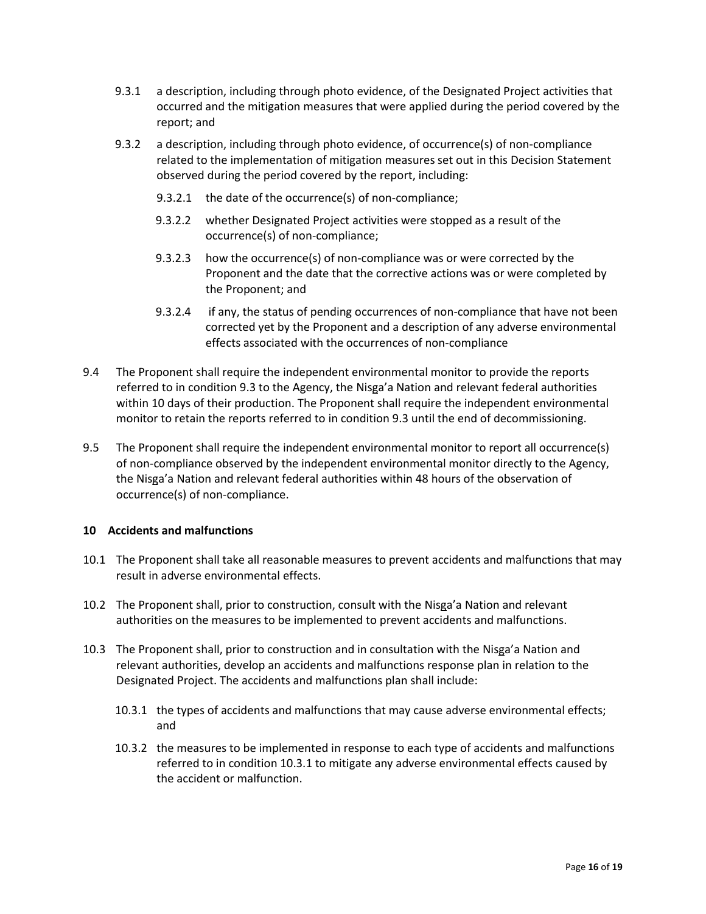9.3.1 a description, including through photo evidence, of the Designated Project activities that occurred and the mitigation measures that were applied during the period covered by the report; and

9.3.2 a description, including through photo evidence, of occurrence(s) of non-compliance related to the implementation of mitigation measures set out in this Decision Statement observed during the period covered by the report, including:

9.3.2.1 the date of the occurrence(s) of non-compliance;

9.3.2.2 whether Designated Project activities were stopped as a result of the occurrence(s) of non-compliance;

9.3.2.3 how the occurrence(s) of non-compliance was or were corrected by the Proponent and the date that the corrective actions was or were completed by the Proponent; and

9.3.2.4 if any, the status of pending occurrences of non-compliance that have not been corrected yet by the Proponent and a description of any adverse environmental effects associated with the occurrences of non-compliance

9.4 The Proponent shall require the independent environmental monitor to provide the reports referred to in condition 9.3 to the Agency, the Nisga'a Nation and relevant federal authorities within 10 days of their production. The Proponent shall require the independent environmental monitor to retain the reports referred to in condition 9.3 until the end of decommissioning.

9.5 The Proponent shall require the independent environmental monitor to report all occurrence(s) of non-compliance observed by the independent environmental monitor directly to the Agency, the Nisga'a Nation and relevant federal authorities within 48 hours of the observation of occurrence(s) of non-compliance.

## 10 Accidents and malfunctions

10.1 The Proponent shall take all reasonable measures to prevent accidents and malfunctions that may result in adverse environmental effects.

10.2 The Proponent shall, prior to construction, consult with the Nisga'a Nation and relevant authorities on the measures to be implemented to prevent accidents and malfunctions.

10.3 The Proponent shall, prior to construction and in consultation with the Nisga'a Nation and relevant authorities, develop an accidents and malfunctions response plan in relation to the Designated Project. The accidents and malfunctions plan shall include:

10.3.1 the types of accidents and malfunctions that may cause adverse environmental effects; and

10.3.2 the measures to be implemented in response to each type of accidents and malfunctions referred to in condition 10.3.1 to mitigate any adverse environmental effects caused by the accident or malfunction.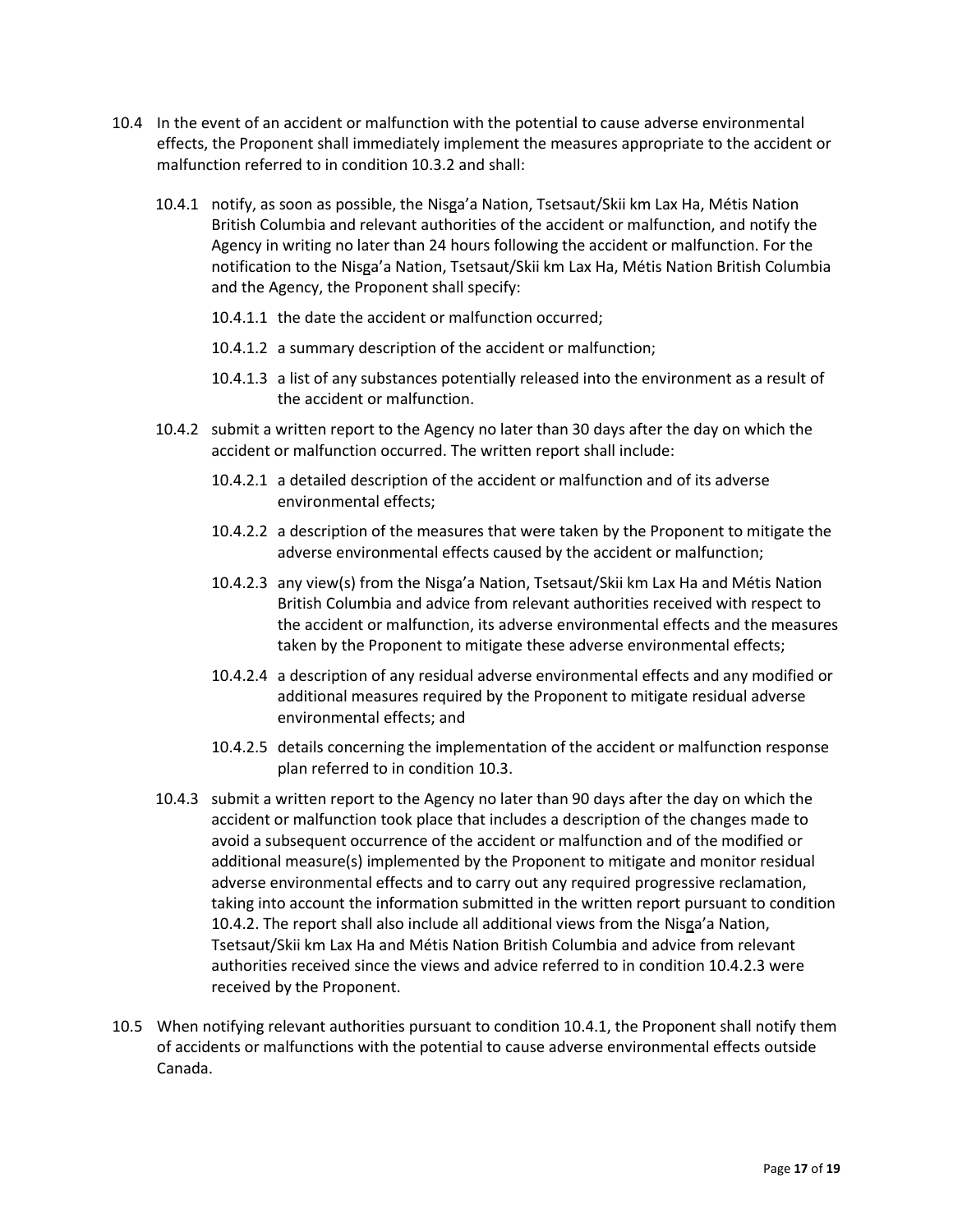10.4 In the event of an accident or malfunction with the potential to cause adverse environmental effects, the Proponent shall immediately implement the measures appropriate to the accident or malfunction referred to in condition 10.3.2 and shall:

10.4.1 notify, as soon as possible, the Nisga'a Nation, Tsetsaut/Skii km Lax Ha, Métis Nation British Columbia and relevant authorities of the accident or malfunction, and notify the Agency in writing no later than 24 hours following the accident or malfunction. For the notification to the Nisga'a Nation, Tsetsaut/Skii km Lax Ha, Métis Nation British Columbia and the Agency, the Proponent shall specify:

10.4.1.1 the date the accident or malfunction occurred;

10.4.1.2 a summary description of the accident or malfunction;

10.4.1.3 a list of any substances potentially released into the environment as a result of the accident or malfunction.

10.4.2 submit a written report to the Agency no later than 30 days after the day on which the accident or malfunction occurred. The written report shall include:

10.4.2.1 a detailed description of the accident or malfunction and of its adverse environmental effects;

10.4.2.2 a description of the measures that were taken by the Proponent to mitigate the adverse environmental effects caused by the accident or malfunction;

10.4.2.3 any view(s) from the Nisga'a Nation, Tsetsaut/Skii km Lax Ha and Métis Nation British Columbia and advice from relevant authorities received with respect to the accident or malfunction, its adverse environmental effects and the measures taken by the Proponent to mitigate these adverse environmental effects;

10.4.2.4 a description of any residual adverse environmental effects and any modified or additional measures required by the Proponent to mitigate residual adverse environmental effects; and

10.4.2.5 details concerning the implementation of the accident or malfunction response plan referred to in condition 10.3.

10.4.3 submit a written report to the Agency no later than 90 days after the day on which the accident or malfunction took place that includes a description of the changes made to avoid a subsequent occurrence of the accident or malfunction and of the modified or additional measure(s) implemented by the Proponent to mitigate and monitor residual adverse environmental effects and to carry out any required progressive reclamation, taking into account the information submitted in the written report pursuant to condition 10.4.2. The report shall also include all additional views from the Nisga'a Nation, Tsetsaut/Skii km Lax Ha and Métis Nation British Columbia and advice from relevant authorities received since the views and advice referred to in condition 10.4.2.3 were received by the Proponent.

10.5 When notifying relevant authorities pursuant to condition 10.4.1, the Proponent shall notify them of accidents or malfunctions with the potential to cause adverse environmental effects outside Canada.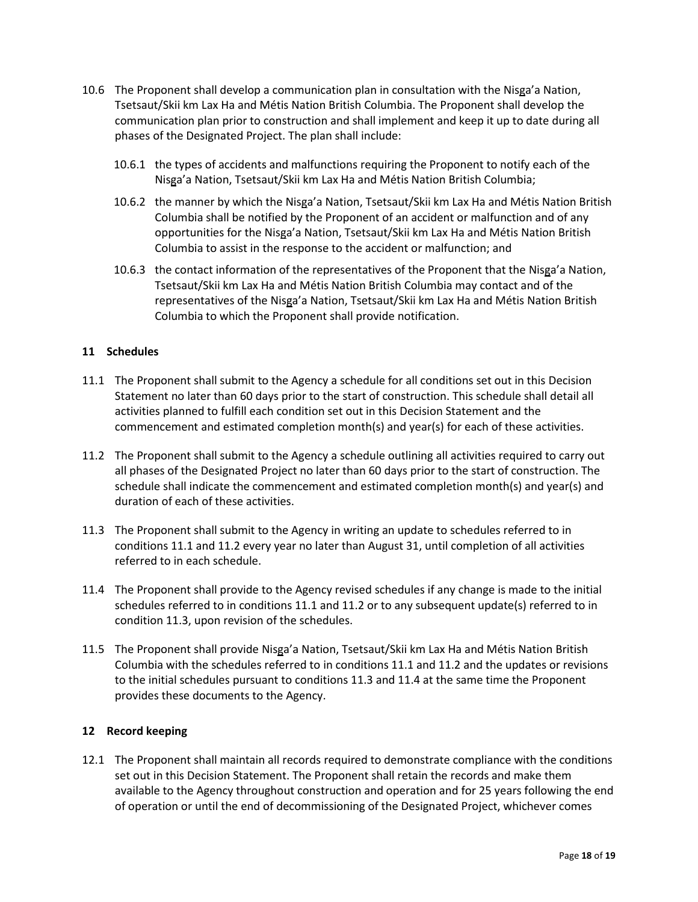10.6 The Proponent shall develop a communication plan in consultation with the Nisg̲a'a Nation, Tsetsaut/Skii km Lax Ha and Métis Nation British Columbia. The Proponent shall develop the communication plan prior to construction and shall implement and keep it up to date during all phases of the Designated Project. The plan shall include:

- 10.6.1 the types of accidents and malfunctions requiring the Proponent to notify each of the Nisg̲a'a Nation, Tsetsaut/Skii km Lax Ha and Métis Nation British Columbia;
- 10.6.2 the manner by which the Nisg̲a'a Nation, Tsetsaut/Skii km Lax Ha and Métis Nation British Columbia shall be notified by the Proponent of an accident or malfunction and of any opportunities for the Nisg̲a'a Nation, Tsetsaut/Skii km Lax Ha and Métis Nation British Columbia to assist in the response to the accident or malfunction; and
- 10.6.3 the contact information of the representatives of the Proponent that the Nisg̲a'a Nation, Tsetsaut/Skii km Lax Ha and Métis Nation British Columbia may contact and of the representatives of the Nisg̲a'a Nation, Tsetsaut/Skii km Lax Ha and Métis Nation British Columbia to which the Proponent shall provide notification.

## 11 Schedules

11.1 The Proponent shall submit to the Agency a schedule for all conditions set out in this Decision Statement no later than 60 days prior to the start of construction. This schedule shall detail all activities planned to fulfill each condition set out in this Decision Statement and the commencement and estimated completion month(s) and year(s) for each of these activities.

11.2 The Proponent shall submit to the Agency a schedule outlining all activities required to carry out all phases of the Designated Project no later than 60 days prior to the start of construction. The schedule shall indicate the commencement and estimated completion month(s) and year(s) and duration of each of these activities.

11.3 The Proponent shall submit to the Agency in writing an update to schedules referred to in conditions 11.1 and 11.2 every year no later than August 31, until completion of all activities referred to in each schedule.

11.4 The Proponent shall provide to the Agency revised schedules if any change is made to the initial schedules referred to in conditions 11.1 and 11.2 or to any subsequent update(s) referred to in condition 11.3, upon revision of the schedules.

11.5 The Proponent shall provide Nisg̲a'a Nation, Tsetsaut/Skii km Lax Ha and Métis Nation British Columbia with the schedules referred to in conditions 11.1 and 11.2 and the updates or revisions to the initial schedules pursuant to conditions 11.3 and 11.4 at the same time the Proponent provides these documents to the Agency.

## 12 Record keeping

12.1 The Proponent shall maintain all records required to demonstrate compliance with the conditions set out in this Decision Statement. The Proponent shall retain the records and make them available to the Agency throughout construction and operation and for 25 years following the end of operation or until the end of decommissioning of the Designated Project, whichever comes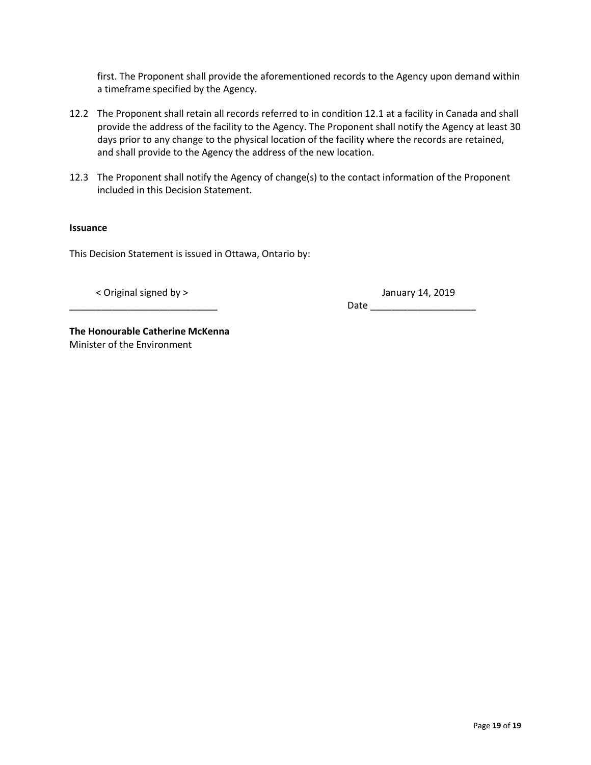first. The Proponent shall provide the aforementioned records to the Agency upon demand within a timeframe specified by the Agency.

12.2 The Proponent shall retain all records referred to in condition 12.1 at a facility in Canada and shall provide the address of the facility to the Agency. The Proponent shall notify the Agency at least 30 days prior to any change to the physical location of the facility where the records are retained, and shall provide to the Agency the address of the new location.

12.3 The Proponent shall notify the Agency of change(s) to the contact information of the Proponent included in this Decision Statement.

**Issuance**

This Decision Statement is issued in Ottawa, Ontario by:

< Original signed by >
____________________________

Date January 14, 2019

**The Honourable Catherine McKenna**
Minister of the Environment